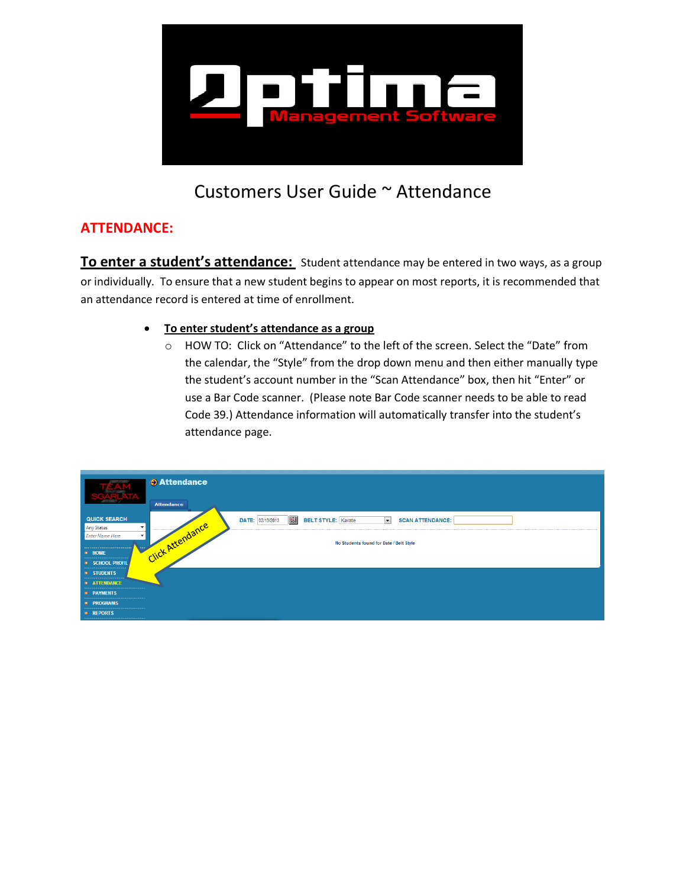# Customers User Guide ~ Attendance

## ATTENDANCE:

**To enter a student's attendance:** Student attendance may be entered in two ways, as a group or individually. To ensure that a new student begins to appear on most reports, it is recommended that an attendance record is entered at time of enrollment.

- **To enter student's attendance as a group**
  - HOW TO: Click on "Attendance" to the left of the screen. Select the "Date" from the calendar, the "Style" from the drop down menu and then either manually type the student's account number in the "Scan Attendance" box, then hit "Enter" or use a Bar Code scanner. (Please note Bar Code scanner needs to be able to read Code 39.) Attendance information will automatically transfer into the student's attendance page.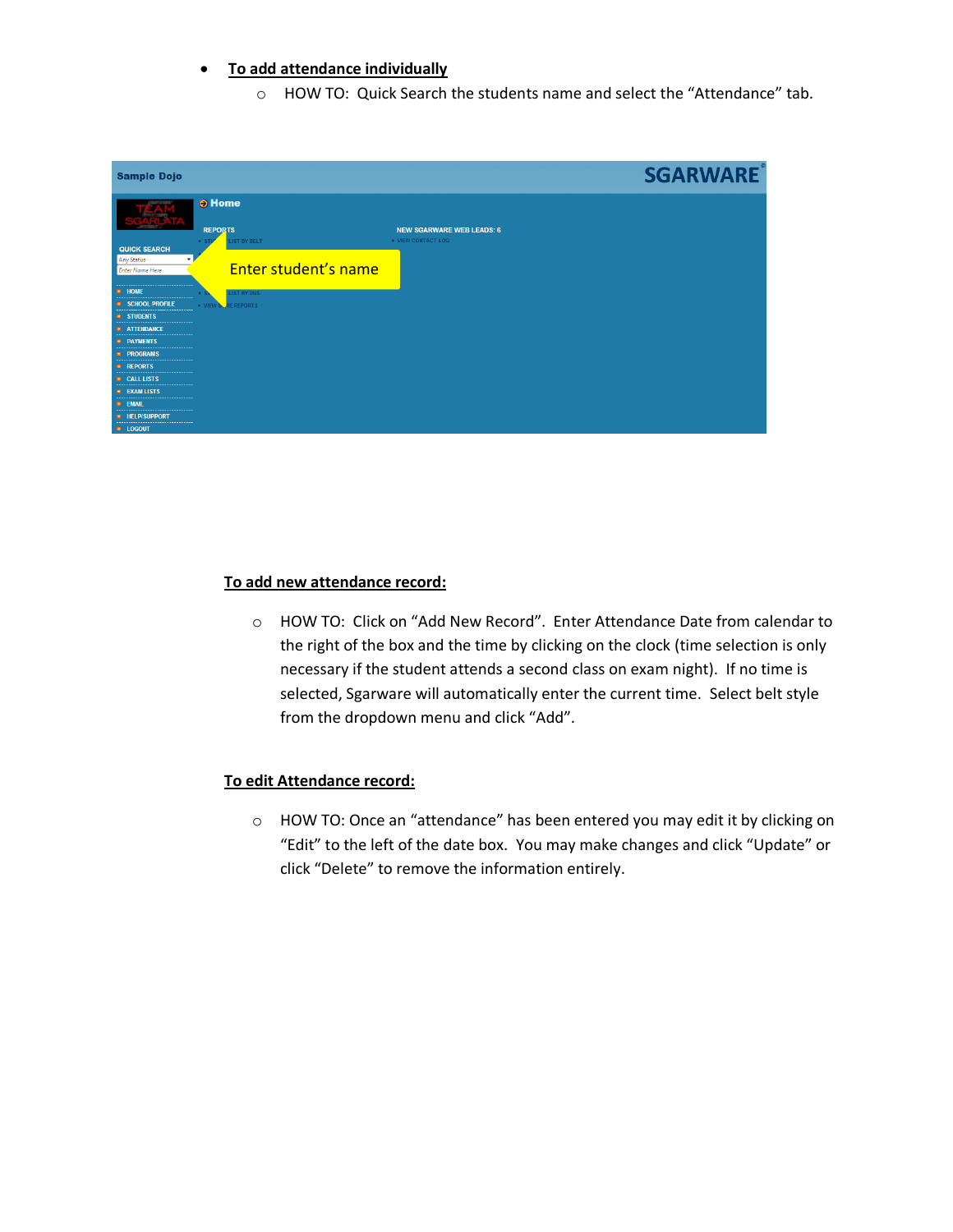- **To add attendance individually**
  - HOW TO: Quick Search the students name and select the "Attendance" tab.

**To add new attendance record:**

- HOW TO: Click on "Add New Record". Enter Attendance Date from calendar to the right of the box and the time by clicking on the clock (time selection is only necessary if the student attends a second class on exam night). If no time is selected, Sgarware will automatically enter the current time. Select belt style from the dropdown menu and click "Add".

**To edit Attendance record:**

- HOW TO: Once an "attendance" has been entered you may edit it by clicking on "Edit" to the left of the date box. You may make changes and click "Update" or click "Delete" to remove the information entirely.